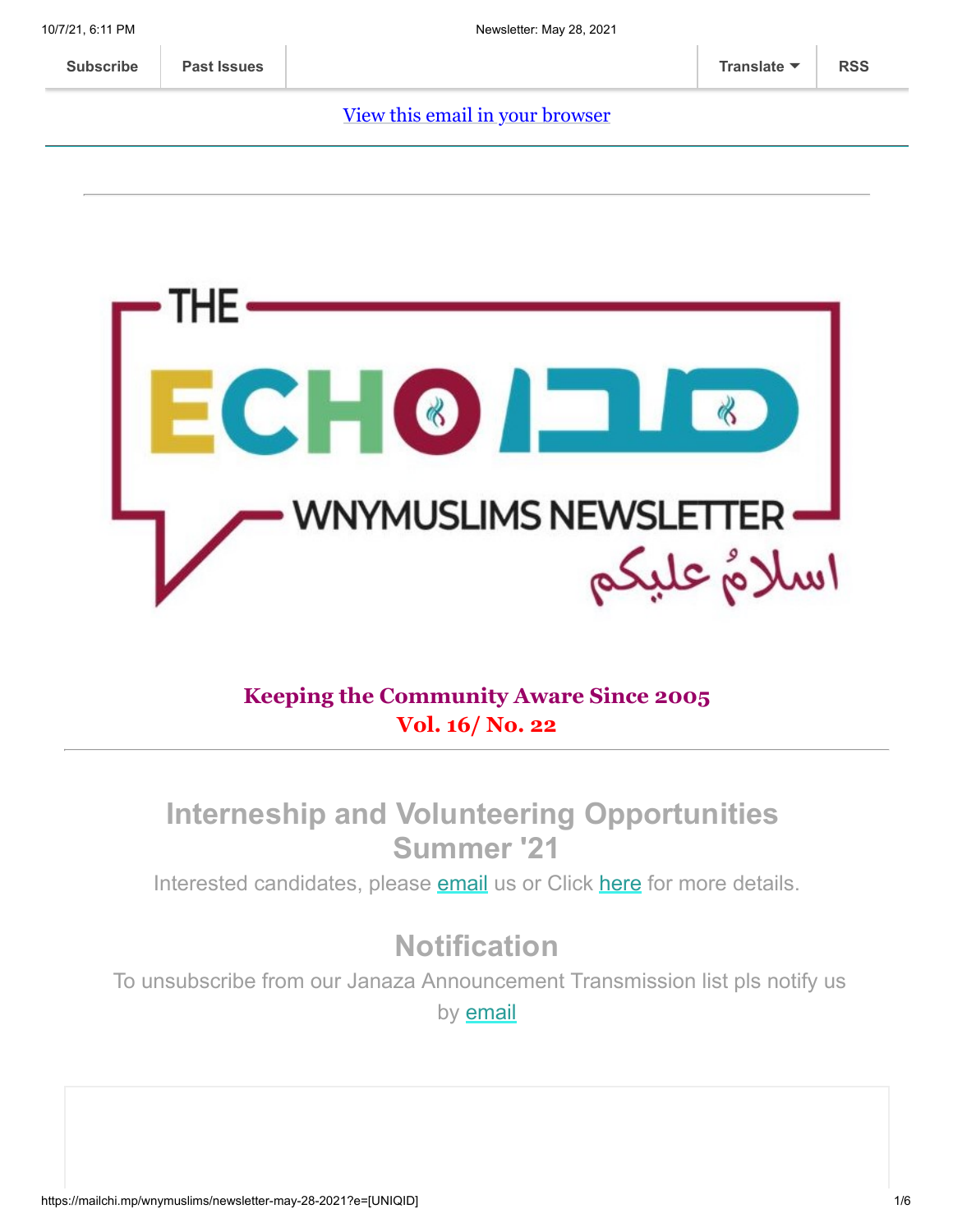Subscribe | Past Issues | Translate | RSS

View this email in your browser

THE ECHO صدا
WNYMUSLIMS NEWSLETTER
اسلامُ عليكم

**Keeping the Community Aware Since 2005**
**Vol. 16/ No. 22**

---

## Interneship and Volunteering Opportunities Summer '21

Interested candidates, please email us or Click here for more details.

## Notification

To unsubscribe from our Janaza Announcement Transmission list pls notify us by email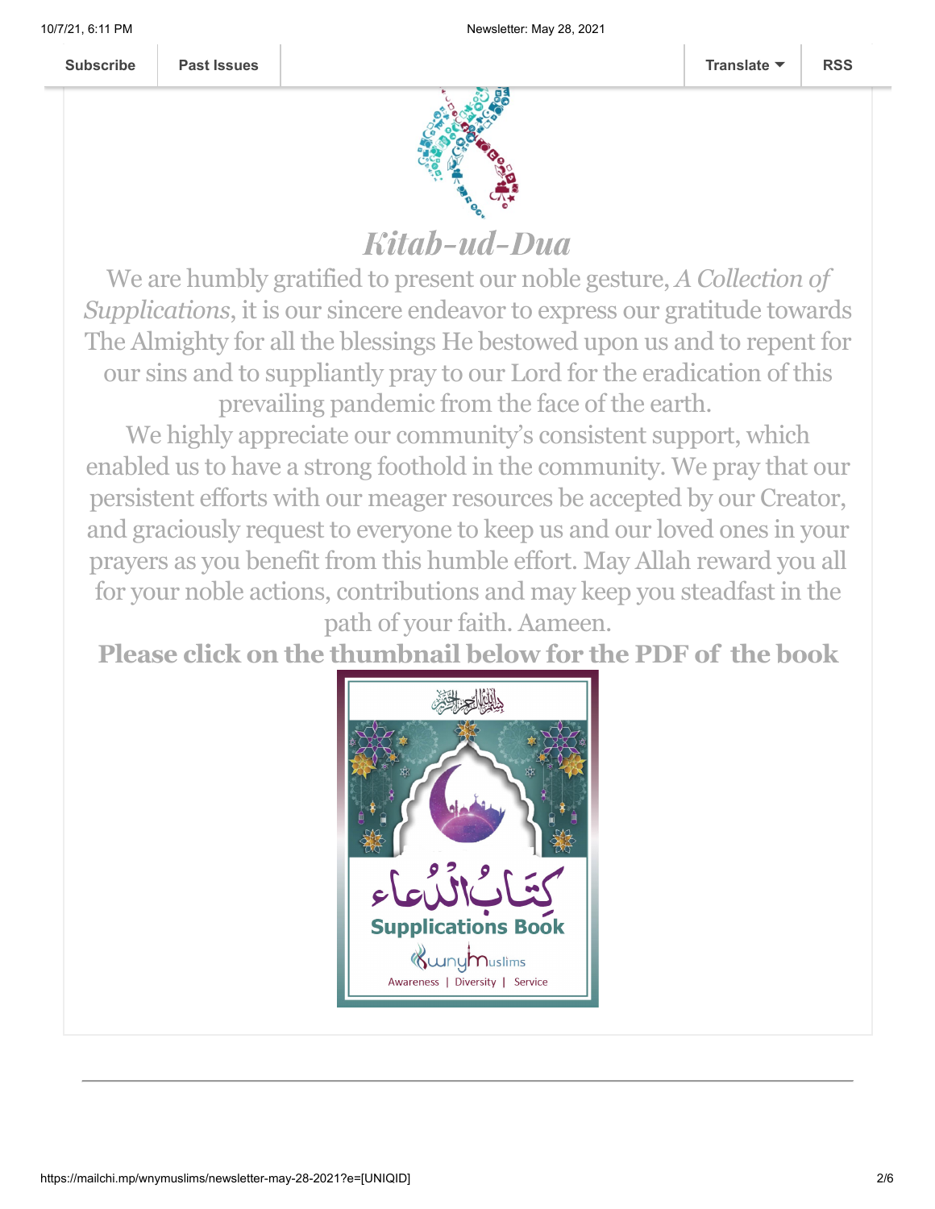Subscribe | Past Issues | Translate | RSS

## *Kitab-ud-Dua*

We are humbly gratified to present our noble gesture, *A Collection of Supplications*, it is our sincere endeavor to express our gratitude towards The Almighty for all the blessings He bestowed upon us and to repent for our sins and to suppliantly pray to our Lord for the eradication of this prevailing pandemic from the face of the earth.

We highly appreciate our community's consistent support, which enabled us to have a strong foothold in the community. We pray that our persistent efforts with our meager resources be accepted by our Creator, and graciously request to everyone to keep us and our loved ones in your prayers as you benefit from this humble effort. May Allah reward you all for your noble actions, contributions and may keep you steadfast in the path of your faith. Aameen.

**Please click on the thumbnail below for the PDF of the book**

كِتَابُ الدُّعَاء

Supplications Book

WNY Muslims

Awareness | Diversity | Service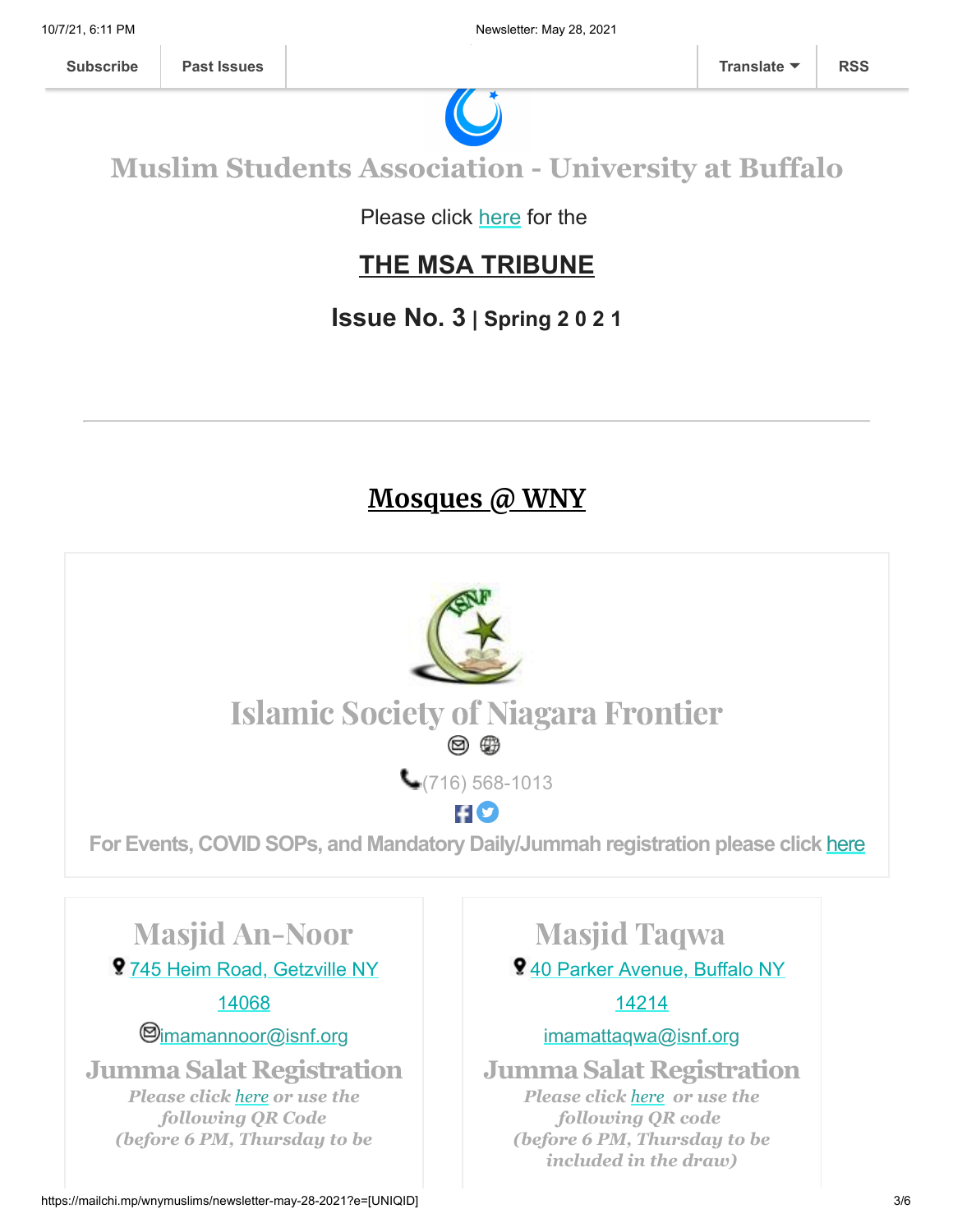Subscribe | Past Issues | Translate | RSS

# Muslim Students Association - University at Buffalo

Please click here for the

## THE MSA TRIBUNE

### Issue No. 3 | Spring 2 0 2 1

---

## Mosques @ WNY

### Islamic Society of Niagara Frontier

(716) 568-1013

**For Events, COVID SOPs, and Mandatory Daily/Jummah registration please click here**

### Masjid An-Noor

745 Heim Road, Getzville NY 14068

imamannoor@isnf.org

### Jumma Salat Registration

*Please click here or use the following QR Code (before 6 PM, Thursday to be*

### Masjid Taqwa

40 Parker Avenue, Buffalo NY 14214

imamattaqwa@isnf.org

### Jumma Salat Registration

*Please click here or use the following QR code (before 6 PM, Thursday to be included in the draw)*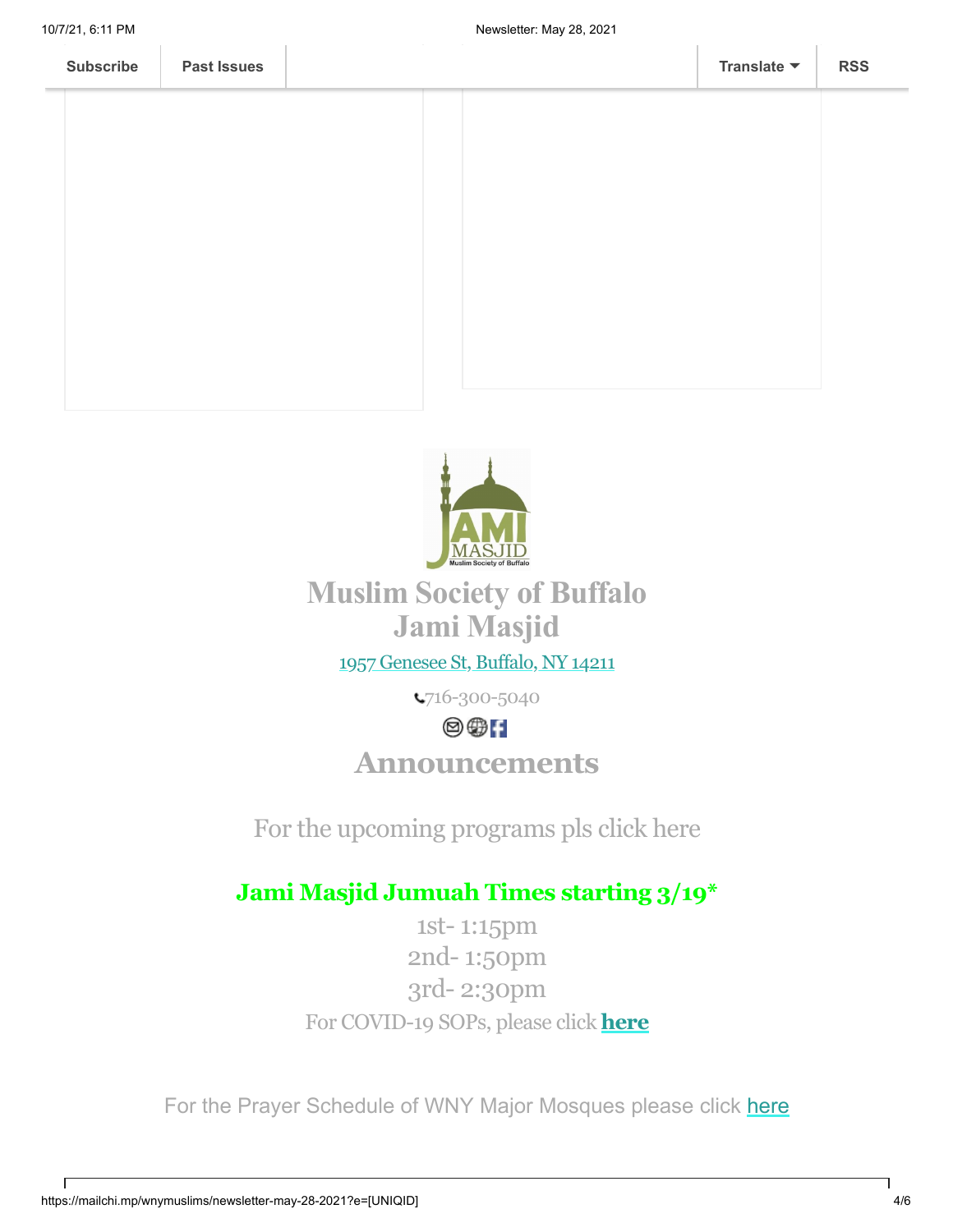# Muslim Society of Buffalo
# Jami Masjid

1957 Genesee St, Buffalo, NY 14211

716-300-5040

## Announcements

For the upcoming programs pls click here

### Jami Masjid Jumuah Times starting 3/19*

1st- 1:15pm
2nd- 1:50pm
3rd- 2:30pm

For COVID-19 SOPs, please click **here**

For the Prayer Schedule of WNY Major Mosques please click here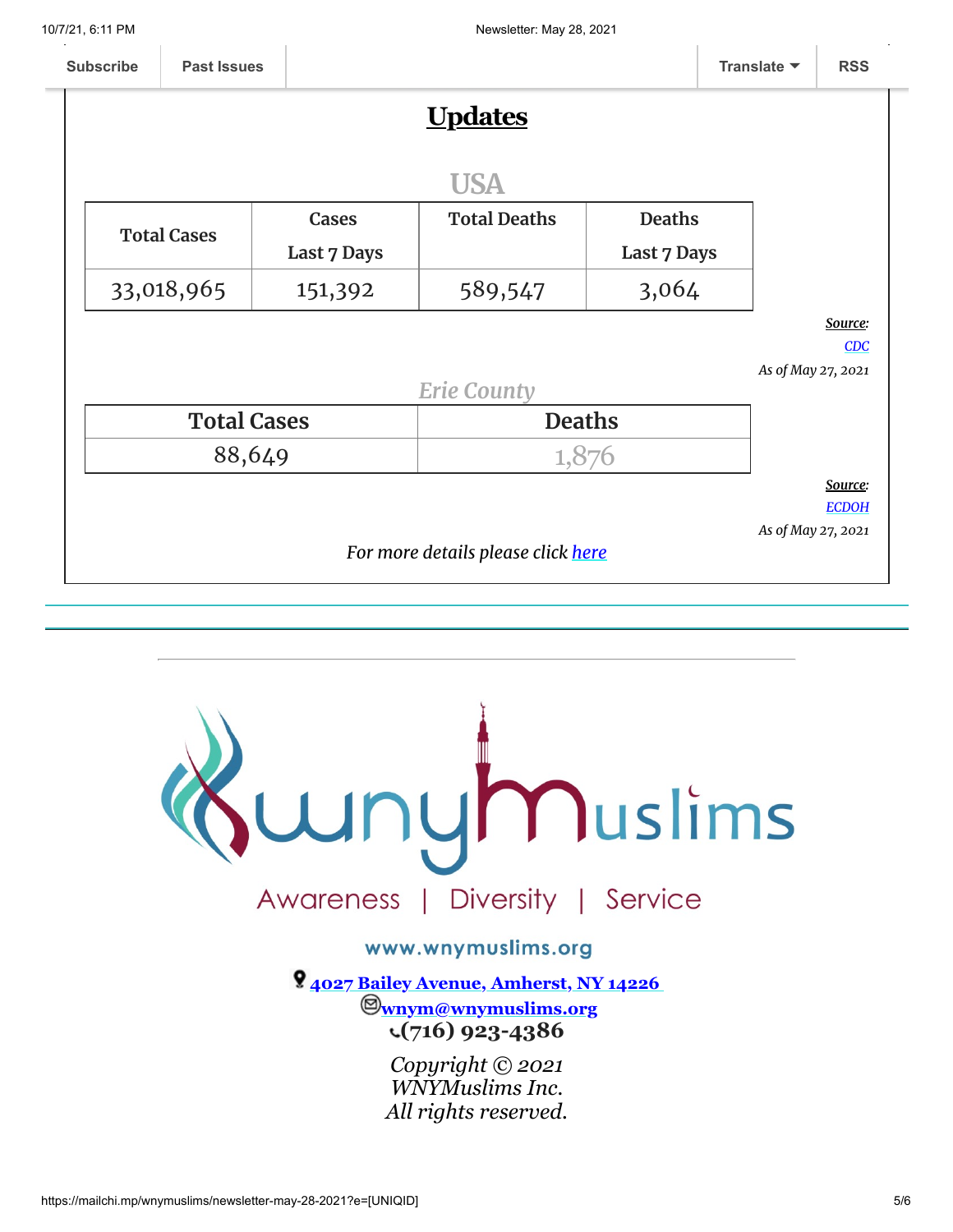Subscribe | Past Issues | Translate | RSS

# Updates

## USA

| Total Cases | Cases Last 7 Days | Total Deaths | Deaths Last 7 Days |
|---|---|---|---|
| 33,018,965 | 151,392 | 589,547 | 3,064 |

***Source:*** *CDC*
*As of May 27, 2021*

## *Erie County*

| Total Cases | Deaths |
|---|---|
| 88,649 | 1,876 |

***Source:*** *ECDOH*
*As of May 27, 2021*

*For more details please click here*

---

wnyMuslims

Awareness | Diversity | Service

www.wnymuslims.org

**4027 Bailey Avenue, Amherst, NY 14226**
**wnym@wnymuslims.org**
**(716) 923-4386**

*Copyright © 2021*
*WNYMuslims Inc.*
*All rights reserved.*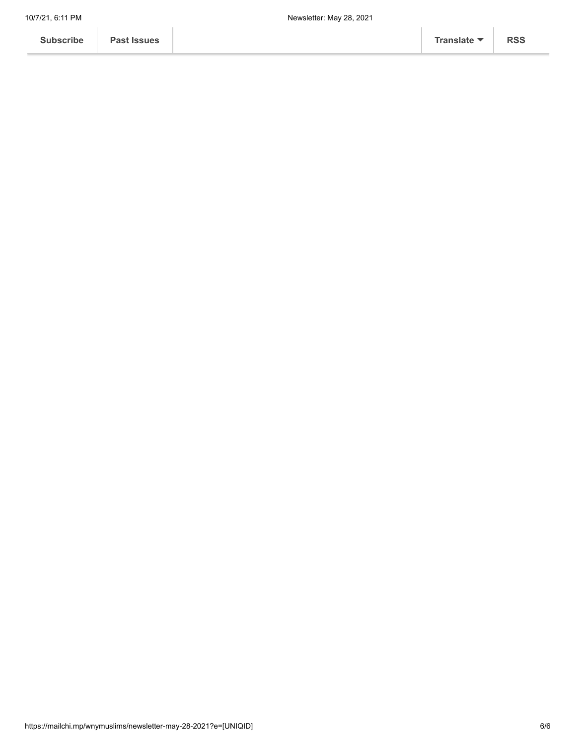Subscribe | Past Issues | Translate ▼ | RSS